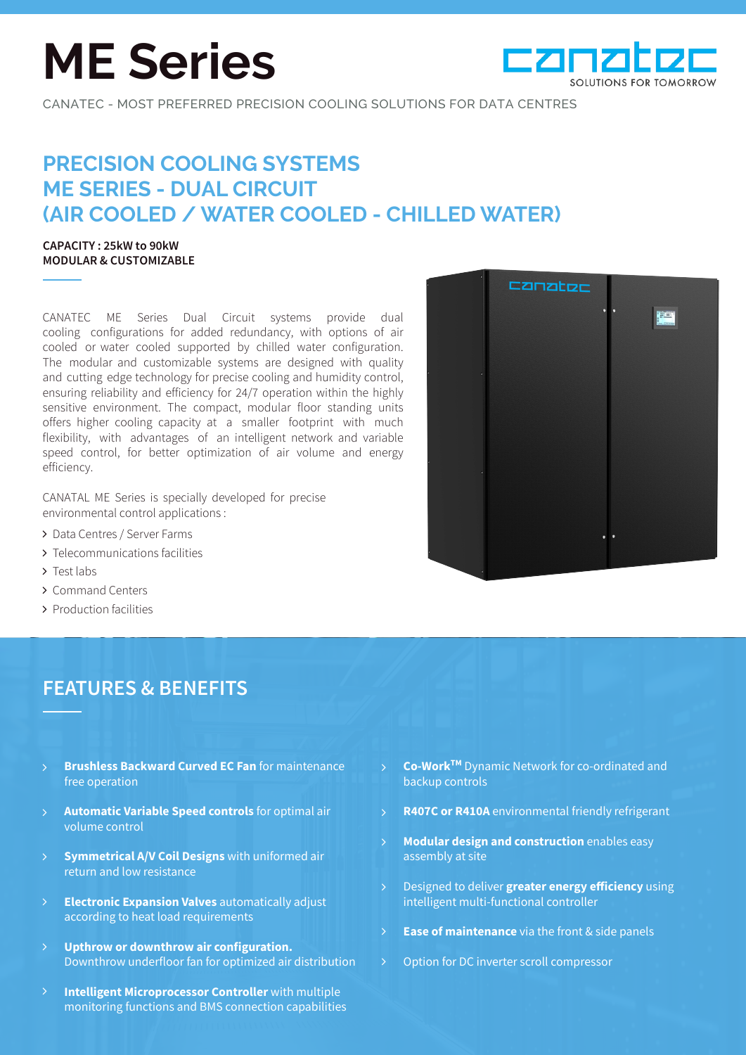# ME Series

canatec
SOLUTIONS FOR TOMORROW

CANATEC - MOST PREFERRED PRECISION COOLING SOLUTIONS FOR DATA CENTRES

## PRECISION COOLING SYSTEMS
## ME SERIES - DUAL CIRCUIT
## (AIR COOLED / WATER COOLED - CHILLED WATER)

**CAPACITY : 25kW to 90kW**
**MODULAR & CUSTOMIZABLE**

CANATEC ME Series Dual Circuit systems provide dual cooling configurations for added redundancy, with options of air cooled or water cooled supported by chilled water configuration. The modular and customizable systems are designed with quality and cutting edge technology for precise cooling and humidity control, ensuring reliability and efficiency for 24/7 operation within the highly sensitive environment. The compact, modular floor standing units offers higher cooling capacity at a smaller footprint with much flexibility, with advantages of an intelligent network and variable speed control, for better optimization of air volume and energy efficiency.

CANATAL ME Series is specially developed for precise environmental control applications :

- Data Centres / Server Farms
- Telecommunications facilities
- Test labs
- Command Centers
- Production facilities

## FEATURES & BENEFITS

- **Brushless Backward Curved EC Fan** for maintenance free operation
- **Automatic Variable Speed controls** for optimal air volume control
- **Symmetrical A/V Coil Designs** with uniformed air return and low resistance
- **Electronic Expansion Valves** automatically adjust according to heat load requirements
- **Upthrow or downthrow air configuration.** Downthrow underfloor fan for optimized air distribution
- **Intelligent Microprocessor Controller** with multiple monitoring functions and BMS connection capabilities
- **Co-Work™** Dynamic Network for co-ordinated and backup controls
- **R407C or R410A** environmental friendly refrigerant
- **Modular design and construction** enables easy assembly at site
- Designed to deliver **greater energy efficiency** using intelligent multi-functional controller
- **Ease of maintenance** via the front & side panels
- Option for DC inverter scroll compressor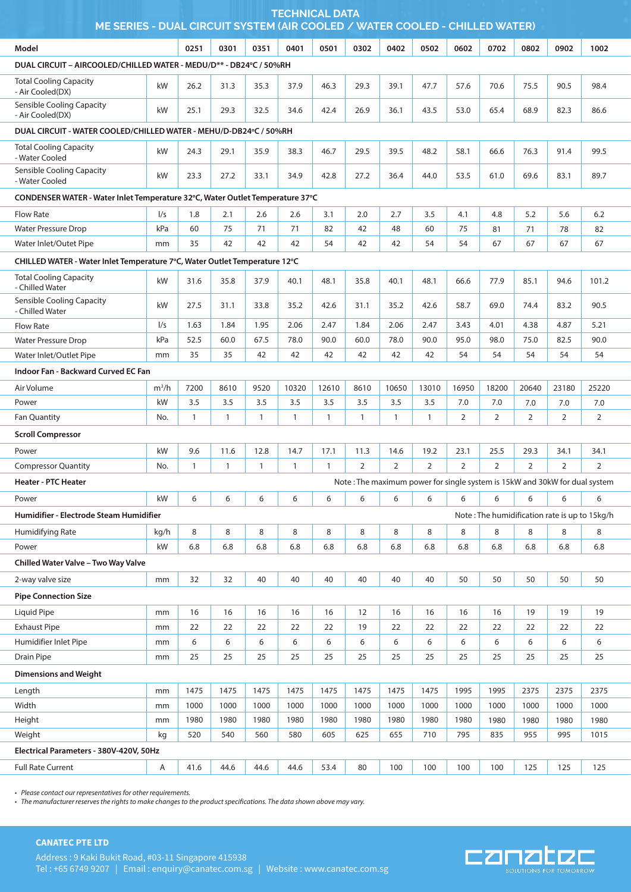# TECHNICAL DATA

## ME SERIES - DUAL CIRCUIT SYSTEM (AIR COOLED / WATER COOLED - CHILLED WATER)

| Model | | 0251 | 0301 | 0351 | 0401 | 0501 | 0302 | 0402 | 0502 | 0602 | 0702 | 0802 | 0902 | 1002 |
|---|---|---|---|---|---|---|---|---|---|---|---|---|---|---|
| **DUAL CIRCUIT – AIRCOOLED/CHILLED WATER - MEDU/D** - DB24°C / 50%RH** | | | | | | | | | | | | | | |
| Total Cooling Capacity - Air Cooled(DX) | kW | 26.2 | 31.3 | 35.3 | 37.9 | 46.3 | 29.3 | 39.1 | 47.7 | 57.6 | 70.6 | 75.5 | 90.5 | 98.4 |
| Sensible Cooling Capacity - Air Cooled(DX) | kW | 25.1 | 29.3 | 32.5 | 34.6 | 42.4 | 26.9 | 36.1 | 43.5 | 53.0 | 65.4 | 68.9 | 82.3 | 86.6 |
| **DUAL CIRCUIT - WATER COOLED/CHILLED WATER - MEHU/D-DB24°C / 50%RH** | | | | | | | | | | | | | | |
| Total Cooling Capacity - Water Cooled | kW | 24.3 | 29.1 | 35.9 | 38.3 | 46.7 | 29.5 | 39.5 | 48.2 | 58.1 | 66.6 | 76.3 | 91.4 | 99.5 |
| Sensible Cooling Capacity - Water Cooled | kW | 23.3 | 27.2 | 33.1 | 34.9 | 42.8 | 27.2 | 36.4 | 44.0 | 53.5 | 61.0 | 69.6 | 83.1 | 89.7 |
| **CONDENSER WATER - Water Inlet Temperature 32°C, Water Outlet Temperature 37°C** | | | | | | | | | | | | | | |
| Flow Rate | l/s | 1.8 | 2.1 | 2.6 | 2.6 | 3.1 | 2.0 | 2.7 | 3.5 | 4.1 | 4.8 | 5.2 | 5.6 | 6.2 |
| Water Pressure Drop | kPa | 60 | 75 | 71 | 71 | 82 | 42 | 48 | 60 | 75 | 81 | 71 | 78 | 82 |
| Water Inlet/Outet Pipe | mm | 35 | 42 | 42 | 42 | 54 | 42 | 42 | 54 | 54 | 67 | 67 | 67 | 67 |
| **CHILLED WATER - Water Inlet Temperature 7°C, Water Outlet Temperature 12°C** | | | | | | | | | | | | | | |
| Total Cooling Capacity - Chilled Water | kW | 31.6 | 35.8 | 37.9 | 40.1 | 48.1 | 35.8 | 40.1 | 48.1 | 66.6 | 77.9 | 85.1 | 94.6 | 101.2 |
| Sensible Cooling Capacity - Chilled Water | kW | 27.5 | 31.1 | 33.8 | 35.2 | 42.6 | 31.1 | 35.2 | 42.6 | 58.7 | 69.0 | 74.4 | 83.2 | 90.5 |
| Flow Rate | l/s | 1.63 | 1.84 | 1.95 | 2.06 | 2.47 | 1.84 | 2.06 | 2.47 | 3.43 | 4.01 | 4.38 | 4.87 | 5.21 |
| Water Pressure Drop | kPa | 52.5 | 60.0 | 67.5 | 78.0 | 90.0 | 60.0 | 78.0 | 90.0 | 95.0 | 98.0 | 75.0 | 82.5 | 90.0 |
| Water Inlet/Outlet Pipe | mm | 35 | 35 | 42 | 42 | 42 | 42 | 42 | 42 | 54 | 54 | 54 | 54 | 54 |
| **Indoor Fan - Backward Curved EC Fan** | | | | | | | | | | | | | | |
| Air Volume | $m^3/h$ | 7200 | 8610 | 9520 | 10320 | 12610 | 8610 | 10650 | 13010 | 16950 | 18200 | 20640 | 23180 | 25220 |
| Power | kW | 3.5 | 3.5 | 3.5 | 3.5 | 3.5 | 3.5 | 3.5 | 3.5 | 7.0 | 7.0 | 7.0 | 7.0 | 7.0 |
| Fan Quantity | No. | 1 | 1 | 1 | 1 | 1 | 1 | 1 | 1 | 2 | 2 | 2 | 2 | 2 |
| **Scroll Compressor** | | | | | | | | | | | | | | |
| Power | kW | 9.6 | 11.6 | 12.8 | 14.7 | 17.1 | 11.3 | 14.6 | 19.2 | 23.1 | 25.5 | 29.3 | 34.1 | 34.1 |
| Compressor Quantity | No. | 1 | 1 | 1 | 1 | 1 | 2 | 2 | 2 | 2 | 2 | 2 | 2 | 2 |
| **Heater - PTC Heater** (Note : The maximum power for single system is 15kW and 30kW for dual system) | | | | | | | | | | | | | | |
| Power | kW | 6 | 6 | 6 | 6 | 6 | 6 | 6 | 6 | 6 | 6 | 6 | 6 | 6 |
| **Humidifier - Electrode Steam Humidifier** (Note : The humidification rate is up to 15kg/h) | | | | | | | | | | | | | | |
| Humidifying Rate | kg/h | 8 | 8 | 8 | 8 | 8 | 8 | 8 | 8 | 8 | 8 | 8 | 8 | 8 |
| Power | kW | 6.8 | 6.8 | 6.8 | 6.8 | 6.8 | 6.8 | 6.8 | 6.8 | 6.8 | 6.8 | 6.8 | 6.8 | 6.8 |
| **Chilled Water Valve – Two Way Valve** | | | | | | | | | | | | | | |
| 2-way valve size | mm | 32 | 32 | 40 | 40 | 40 | 40 | 40 | 40 | 50 | 50 | 50 | 50 | 50 |
| **Pipe Connection Size** | | | | | | | | | | | | | | |
| Liquid Pipe | mm | 16 | 16 | 16 | 16 | 16 | 12 | 16 | 16 | 16 | 16 | 19 | 19 | 19 |
| Exhaust Pipe | mm | 22 | 22 | 22 | 22 | 22 | 19 | 22 | 22 | 22 | 22 | 22 | 22 | 22 |
| Humidifier Inlet Pipe | mm | 6 | 6 | 6 | 6 | 6 | 6 | 6 | 6 | 6 | 6 | 6 | 6 | 6 |
| Drain Pipe | mm | 25 | 25 | 25 | 25 | 25 | 25 | 25 | 25 | 25 | 25 | 25 | 25 | 25 |
| **Dimensions and Weight** | | | | | | | | | | | | | | |
| Length | mm | 1475 | 1475 | 1475 | 1475 | 1475 | 1475 | 1475 | 1475 | 1995 | 1995 | 2375 | 2375 | 2375 |
| Width | mm | 1000 | 1000 | 1000 | 1000 | 1000 | 1000 | 1000 | 1000 | 1000 | 1000 | 1000 | 1000 | 1000 |
| Height | mm | 1980 | 1980 | 1980 | 1980 | 1980 | 1980 | 1980 | 1980 | 1980 | 1980 | 1980 | 1980 | 1980 |
| Weight | kg | 520 | 540 | 560 | 580 | 605 | 625 | 655 | 710 | 795 | 835 | 955 | 995 | 1015 |
| **Electrical Parameters - 380V-420V, 50Hz** | | | | | | | | | | | | | | |
| Full Rate Current | A | 41.6 | 44.6 | 44.6 | 44.6 | 53.4 | 80 | 100 | 100 | 100 | 100 | 125 | 125 | 125 |

- *Please contact our representatives for other requirements.*
- *The manufacturer reserves the rights to make changes to the product specifications. The data shown above may vary.*

**CANATEC PTE LTD**

Address : 9 Kaki Bukit Road, #03-11 Singapore 415938
Tel : +65 6749 9207 | Email : enquiry@canatec.com.sg | Website : www.canatec.com.sg

canatec SOLUTIONS FOR TOMORROW